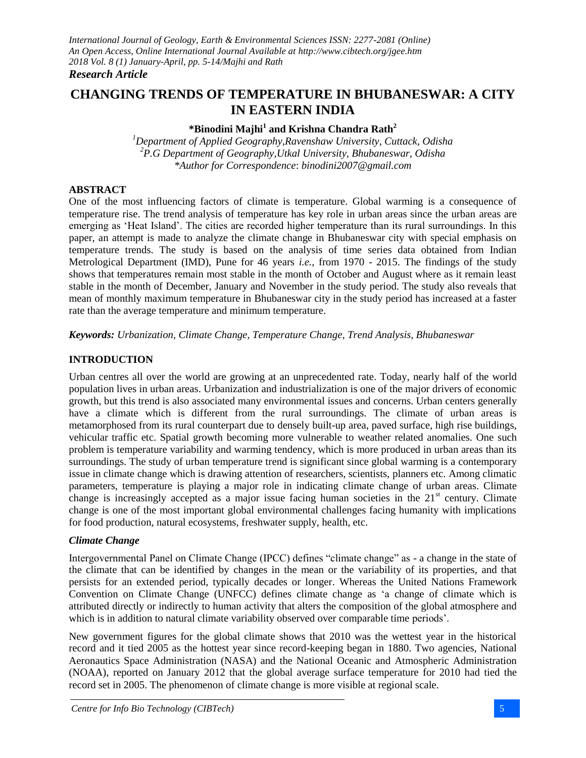*Research Article*

# CHANGING TRENDS OF TEMPERATURE IN BHUBANESWAR: A CITY IN EASTERN INDIA

**\*Binodini Majhi[1] and Krishna Chandra Rath[2]**

[1]*Department of Applied Geography,Ravenshaw University, Cuttack, Odisha*
[2]*P.G Department of Geography,Utkal University, Bhubaneswar, Odisha*
*\*Author for Correspondence*: *binodini2007@gmail.com*

## ABSTRACT

One of the most influencing factors of climate is temperature. Global warming is a consequence of temperature rise. The trend analysis of temperature has key role in urban areas since the urban areas are emerging as 'Heat Island'. The cities are recorded higher temperature than its rural surroundings. In this paper, an attempt is made to analyze the climate change in Bhubaneswar city with special emphasis on temperature trends. The study is based on the analysis of time series data obtained from Indian Metrological Department (IMD), Pune for 46 years *i.e.,* from 1970 - 2015. The findings of the study shows that temperatures remain most stable in the month of October and August where as it remain least stable in the month of December, January and November in the study period. The study also reveals that mean of monthly maximum temperature in Bhubaneswar city in the study period has increased at a faster rate than the average temperature and minimum temperature.

***Keywords:*** *Urbanization, Climate Change, Temperature Change, Trend Analysis, Bhubaneswar*

## INTRODUCTION

Urban centres all over the world are growing at an unprecedented rate. Today, nearly half of the world population lives in urban areas. Urbanization and industrialization is one of the major drivers of economic growth, but this trend is also associated many environmental issues and concerns. Urban centers generally have a climate which is different from the rural surroundings. The climate of urban areas is metamorphosed from its rural counterpart due to densely built-up area, paved surface, high rise buildings, vehicular traffic etc. Spatial growth becoming more vulnerable to weather related anomalies. One such problem is temperature variability and warming tendency, which is more produced in urban areas than its surroundings. The study of urban temperature trend is significant since global warming is a contemporary issue in climate change which is drawing attention of researchers, scientists, planners etc. Among climatic parameters, temperature is playing a major role in indicating climate change of urban areas. Climate change is increasingly accepted as a major issue facing human societies in the 21st century. Climate change is one of the most important global environmental challenges facing humanity with implications for food production, natural ecosystems, freshwater supply, health, etc.

### *Climate Change*

Intergovernmental Panel on Climate Change (IPCC) defines "climate change" as - a change in the state of the climate that can be identified by changes in the mean or the variability of its properties, and that persists for an extended period, typically decades or longer. Whereas the United Nations Framework Convention on Climate Change (UNFCC) defines climate change as 'a change of climate which is attributed directly or indirectly to human activity that alters the composition of the global atmosphere and which is in addition to natural climate variability observed over comparable time periods'.

New government figures for the global climate shows that 2010 was the wettest year in the historical record and it tied 2005 as the hottest year since record-keeping began in 1880. Two agencies, National Aeronautics Space Administration (NASA) and the National Oceanic and Atmospheric Administration (NOAA), reported on January 2012 that the global average surface temperature for 2010 had tied the record set in 2005. The phenomenon of climate change is more visible at regional scale.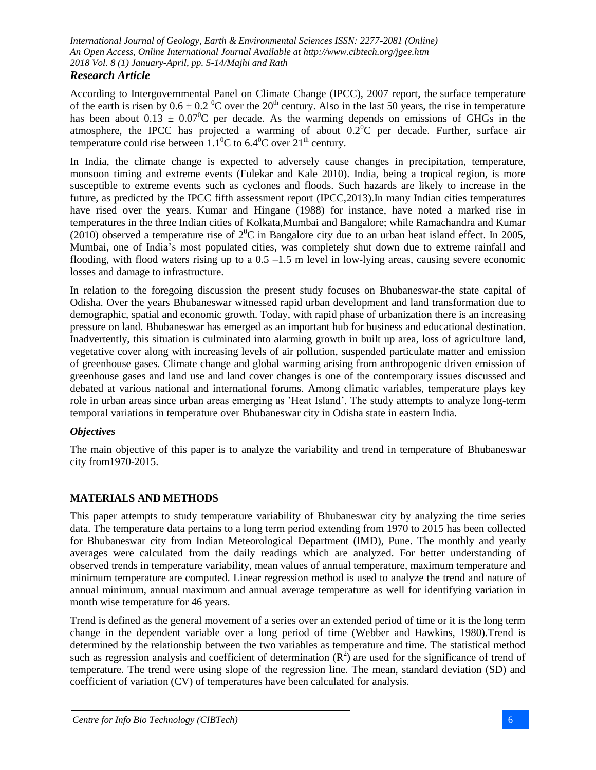According to Intergovernmental Panel on Climate Change (IPCC), 2007 report, the surface temperature of the earth is risen by $0.6 \pm 0.2\ ^0$C over the 20[th] century. Also in the last 50 years, the rise in temperature has been about $0.13 \pm 0.07^0$C per decade. As the warming depends on emissions of GHGs in the atmosphere, the IPCC has projected a warming of about $0.2^0$C per decade. Further, surface air temperature could rise between $1.1^0$C to $6.4^0$C over 21[th] century.

In India, the climate change is expected to adversely cause changes in precipitation, temperature, monsoon timing and extreme events (Fulekar and Kale 2010). India, being a tropical region, is more susceptible to extreme events such as cyclones and floods. Such hazards are likely to increase in the future, as predicted by the IPCC fifth assessment report (IPCC,2013).In many Indian cities temperatures have rised over the years. Kumar and Hingane (1988) for instance, have noted a marked rise in temperatures in the three Indian cities of Kolkata,Mumbai and Bangalore; while Ramachandra and Kumar (2010) observed a temperature rise of $2^0$C in Bangalore city due to an urban heat island effect. In 2005, Mumbai, one of India's most populated cities, was completely shut down due to extreme rainfall and flooding, with flood waters rising up to a 0.5 –1.5 m level in low-lying areas, causing severe economic losses and damage to infrastructure.

In relation to the foregoing discussion the present study focuses on Bhubaneswar-the state capital of Odisha. Over the years Bhubaneswar witnessed rapid urban development and land transformation due to demographic, spatial and economic growth. Today, with rapid phase of urbanization there is an increasing pressure on land. Bhubaneswar has emerged as an important hub for business and educational destination. Inadvertently, this situation is culminated into alarming growth in built up area, loss of agriculture land, vegetative cover along with increasing levels of air pollution, suspended particulate matter and emission of greenhouse gases. Climate change and global warming arising from anthropogenic driven emission of greenhouse gases and land use and land cover changes is one of the contemporary issues discussed and debated at various national and international forums. Among climatic variables, temperature plays key role in urban areas since urban areas emerging as 'Heat Island'. The study attempts to analyze long-term temporal variations in temperature over Bhubaneswar city in Odisha state in eastern India.

### *Objectives*

The main objective of this paper is to analyze the variability and trend in temperature of Bhubaneswar city from1970-2015.

## MATERIALS AND METHODS

This paper attempts to study temperature variability of Bhubaneswar city by analyzing the time series data. The temperature data pertains to a long term period extending from 1970 to 2015 has been collected for Bhubaneswar city from Indian Meteorological Department (IMD), Pune. The monthly and yearly averages were calculated from the daily readings which are analyzed. For better understanding of observed trends in temperature variability, mean values of annual temperature, maximum temperature and minimum temperature are computed. Linear regression method is used to analyze the trend and nature of annual minimum, annual maximum and annual average temperature as well for identifying variation in month wise temperature for 46 years.

Trend is defined as the general movement of a series over an extended period of time or it is the long term change in the dependent variable over a long period of time (Webber and Hawkins, 1980).Trend is determined by the relationship between the two variables as temperature and time. The statistical method such as regression analysis and coefficient of determination ($R^2$) are used for the significance of trend of temperature. The trend were using slope of the regression line. The mean, standard deviation (SD) and coefficient of variation (CV) of temperatures have been calculated for analysis.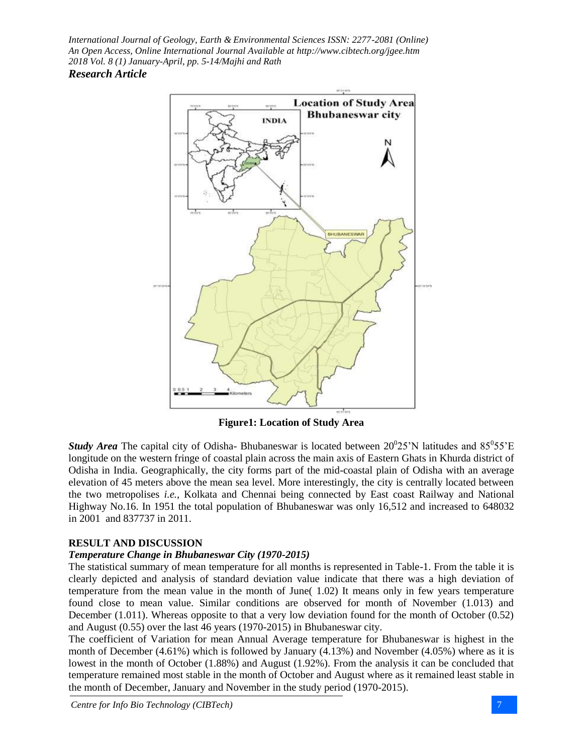**Figure1: Location of Study Area**

***Study Area*** The capital city of Odisha- Bhubaneswar is located between $20^0 25$'N latitudes and $85^0 55$'E longitude on the western fringe of coastal plain across the main axis of Eastern Ghats in Khurda district of Odisha in India. Geographically, the city forms part of the mid-coastal plain of Odisha with an average elevation of 45 meters above the mean sea level. More interestingly, the city is centrally located between the two metropolises *i.e.,* Kolkata and Chennai being connected by East coast Railway and National Highway No.16. In 1951 the total population of Bhubaneswar was only 16,512 and increased to 648032 in 2001 and 837737 in 2011.

## RESULT AND DISCUSSION

### *Temperature Change in Bhubaneswar City (1970-2015)*

The statistical summary of mean temperature for all months is represented in Table-1. From the table it is clearly depicted and analysis of standard deviation value indicate that there was a high deviation of temperature from the mean value in the month of June( 1.02) It means only in few years temperature found close to mean value. Similar conditions are observed for month of November (1.013) and December (1.011). Whereas opposite to that a very low deviation found for the month of October (0.52) and August (0.55) over the last 46 years (1970-2015) in Bhubaneswar city.

The coefficient of Variation for mean Annual Average temperature for Bhubaneswar is highest in the month of December (4.61%) which is followed by January (4.13%) and November (4.05%) where as it is lowest in the month of October (1.88%) and August (1.92%). From the analysis it can be concluded that temperature remained most stable in the month of October and August where as it remained least stable in the month of December, January and November in the study period (1970-2015).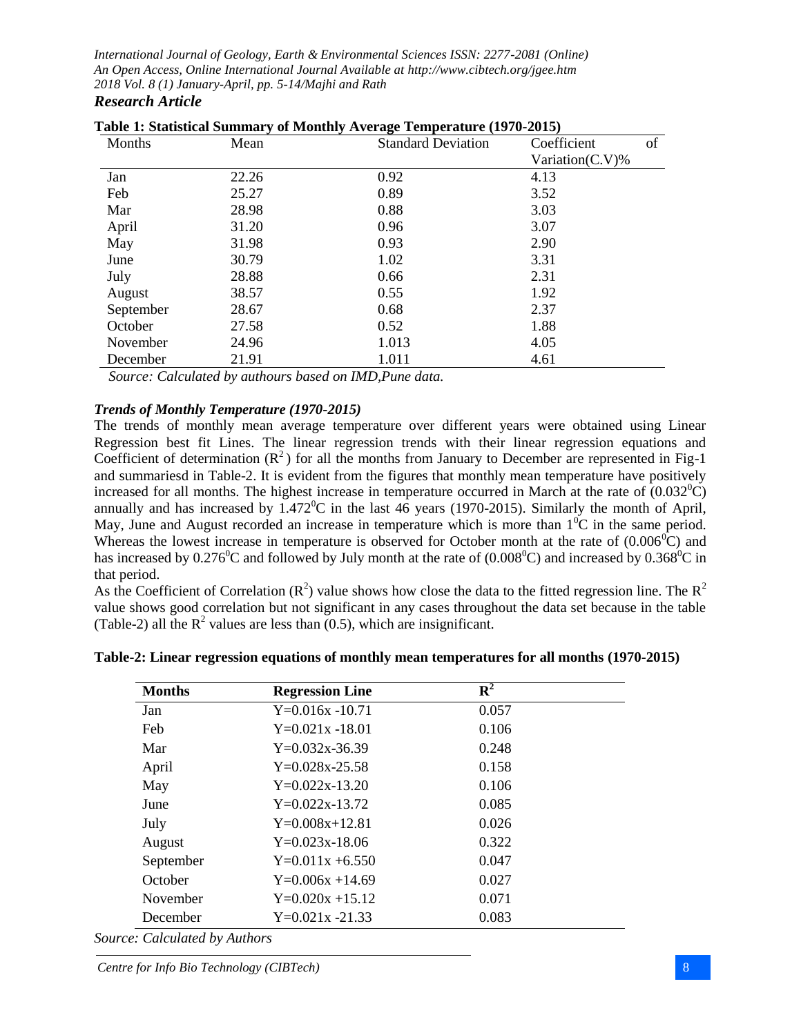**Table 1: Statistical Summary of Monthly Average Temperature (1970-2015)**

| Months | Mean | Standard Deviation | Coefficient of Variation(C.V)% |
|---|---|---|---|
| Jan | 22.26 | 0.92 | 4.13 |
| Feb | 25.27 | 0.89 | 3.52 |
| Mar | 28.98 | 0.88 | 3.03 |
| April | 31.20 | 0.96 | 3.07 |
| May | 31.98 | 0.93 | 2.90 |
| June | 30.79 | 1.02 | 3.31 |
| July | 28.88 | 0.66 | 2.31 |
| August | 38.57 | 0.55 | 1.92 |
| September | 28.67 | 0.68 | 2.37 |
| October | 27.58 | 0.52 | 1.88 |
| November | 24.96 | 1.013 | 4.05 |
| December | 21.91 | 1.011 | 4.61 |

*Source: Calculated by authours based on IMD,Pune data.*

### *Trends of Monthly Temperature (1970-2015)*

The trends of monthly mean average temperature over different years were obtained using Linear Regression best fit Lines. The linear regression trends with their linear regression equations and Coefficient of determination ($R^2$) for all the months from January to December are represented in Fig-1 and summariesd in Table-2. It is evident from the figures that monthly mean temperature have positively increased for all months. The highest increase in temperature occurred in March at the rate of ($0.032^0$C) annually and has increased by $1.472^0$C in the last 46 years (1970-2015). Similarly the month of April, May, June and August recorded an increase in temperature which is more than $1^0$C in the same period. Whereas the lowest increase in temperature is observed for October month at the rate of ($0.006^0$C) and has increased by $0.276^0$C and followed by July month at the rate of ($0.008^0$C) and increased by $0.368^0$C in that period.

As the Coefficient of Correlation ($R^2$) value shows how close the data to the fitted regression line. The $R^2$ value shows good correlation but not significant in any cases throughout the data set because in the table (Table-2) all the $R^2$ values are less than (0.5), which are insignificant.

**Table-2: Linear regression equations of monthly mean temperatures for all months (1970-2015)**

| **Months** | **Regression Line** | $\mathbf{R^2}$ |
|---|---|---|
| Jan | Y=0.016x -10.71 | 0.057 |
| Feb | Y=0.021x -18.01 | 0.106 |
| Mar | Y=0.032x-36.39 | 0.248 |
| April | Y=0.028x-25.58 | 0.158 |
| May | Y=0.022x-13.20 | 0.106 |
| June | Y=0.022x-13.72 | 0.085 |
| July | Y=0.008x+12.81 | 0.026 |
| August | Y=0.023x-18.06 | 0.322 |
| September | Y=0.011x +6.550 | 0.047 |
| October | Y=0.006x +14.69 | 0.027 |
| November | Y=0.020x +15.12 | 0.071 |
| December | Y=0.021x -21.33 | 0.083 |

*Source: Calculated by Authors*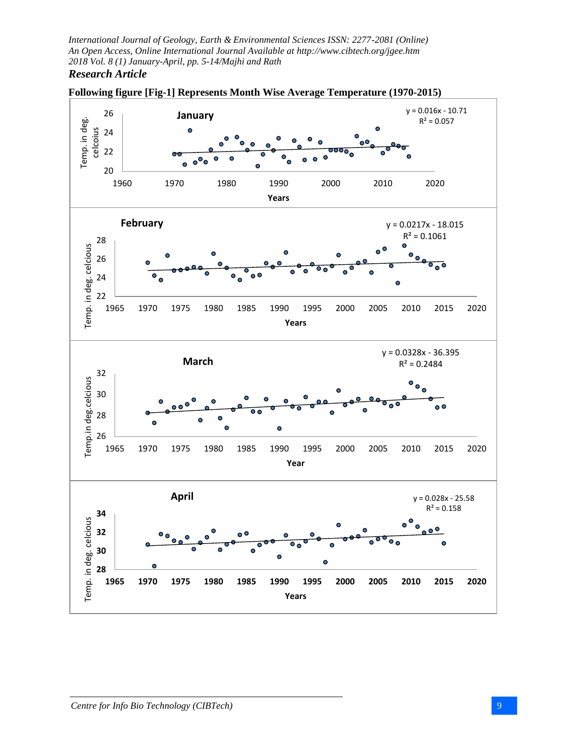**Following figure [Fig-1] Represents Month Wise Average Temperature (1970-2015)**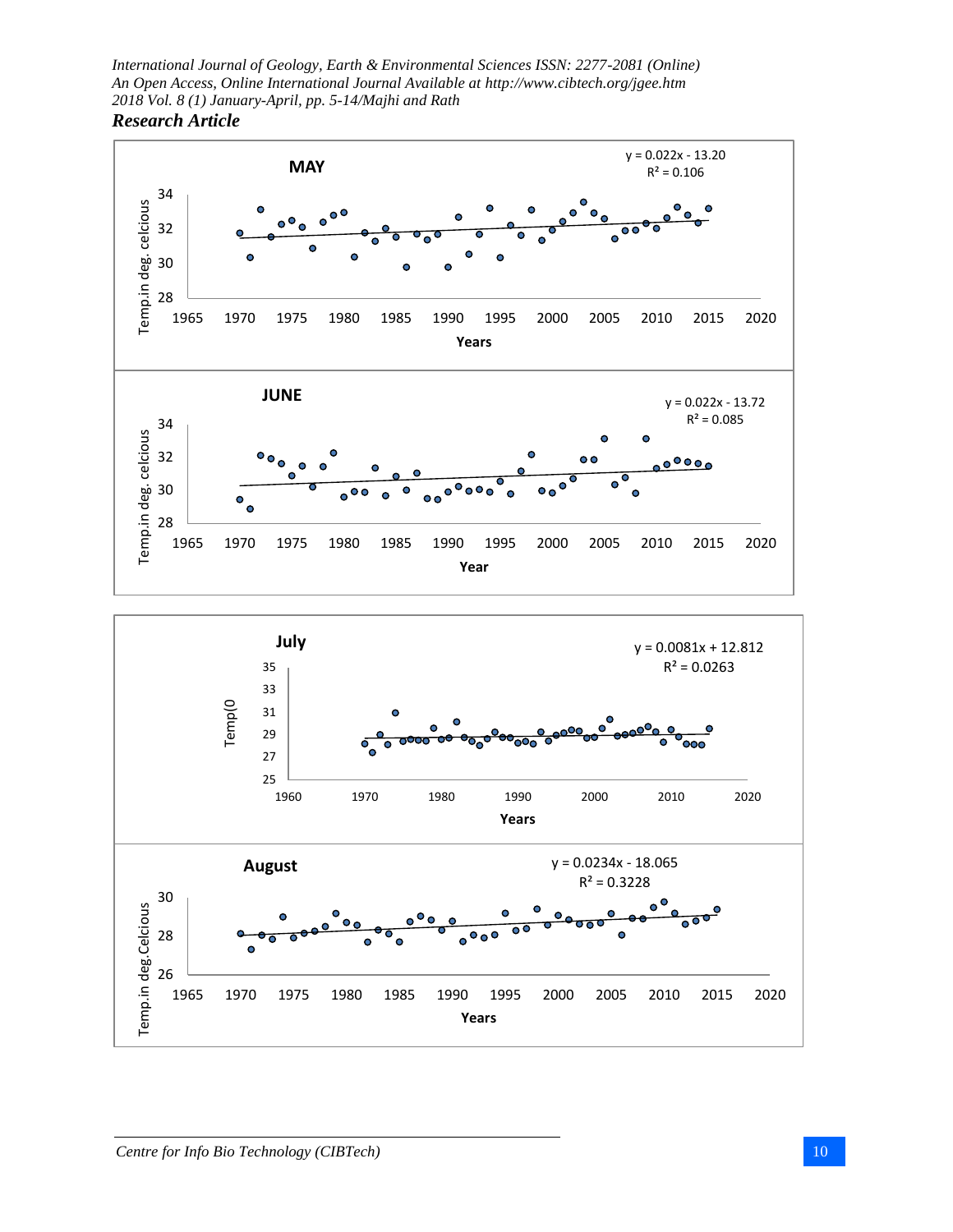**MAY**

$y = 0.022x - 13.20$
$R^2 = 0.106$

Temp.in deg. celcious

Years

**JUNE**

$y = 0.022x - 13.72$
$R^2 = 0.085$

Temp.in deg. celcious

Year

**July**

$y = 0.0081x + 12.812$
$R^2 = 0.0263$

Temp(0

Years

**August**

$y = 0.0234x - 18.065$
$R^2 = 0.3228$

Temp.in deg.Celcious

Years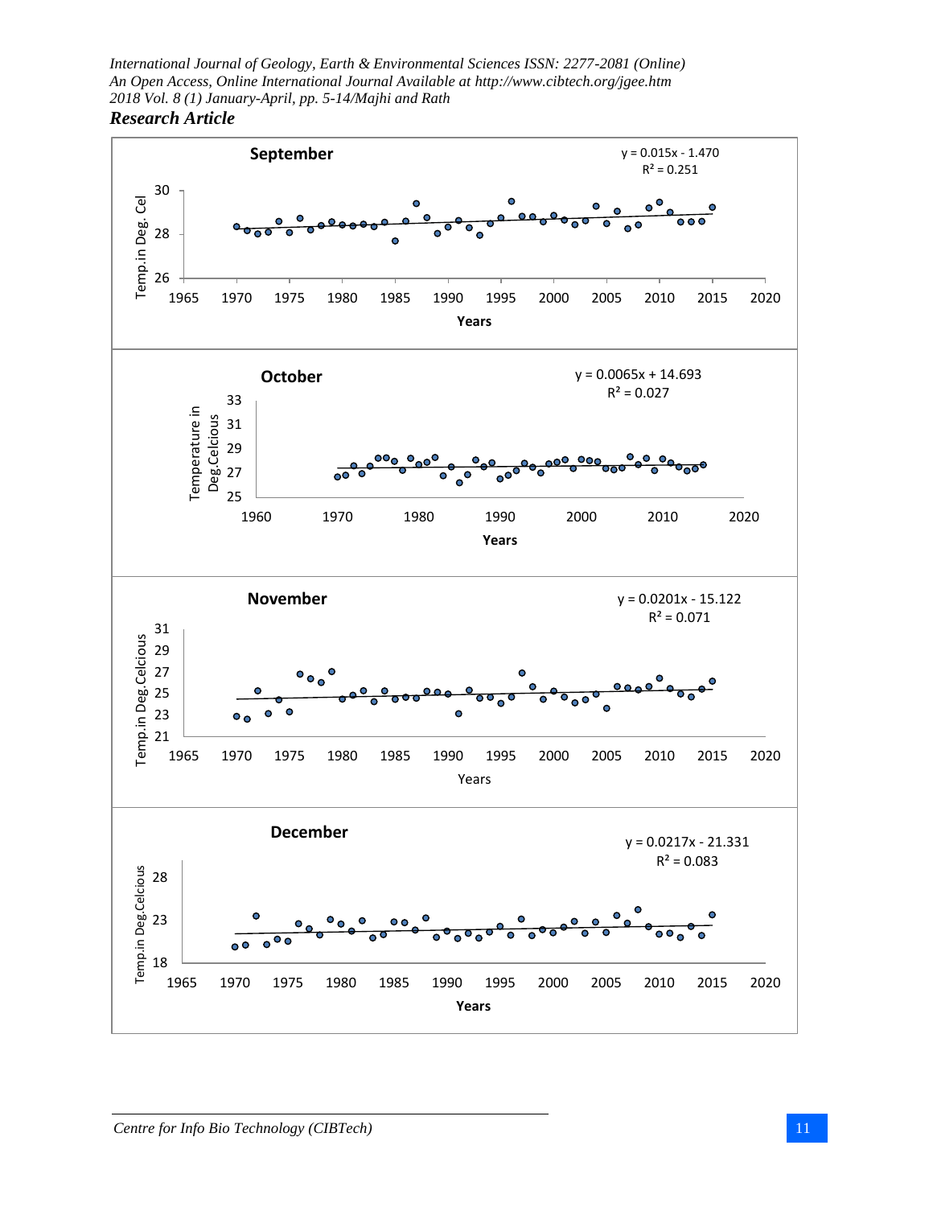September

y = 0.015x - 1.470
$R^2 = 0.251$

Temp.in Deg. Cel

Years

October

y = 0.0065x + 14.693
$R^2 = 0.027$

Temperature in Deg.Celcious

Years

November

y = 0.0201x - 15.122
$R^2 = 0.071$

Temp.in Deg.Celcious

Years

December

y = 0.0217x - 21.331
$R^2 = 0.083$

Temp.in Deg.Celcious

Years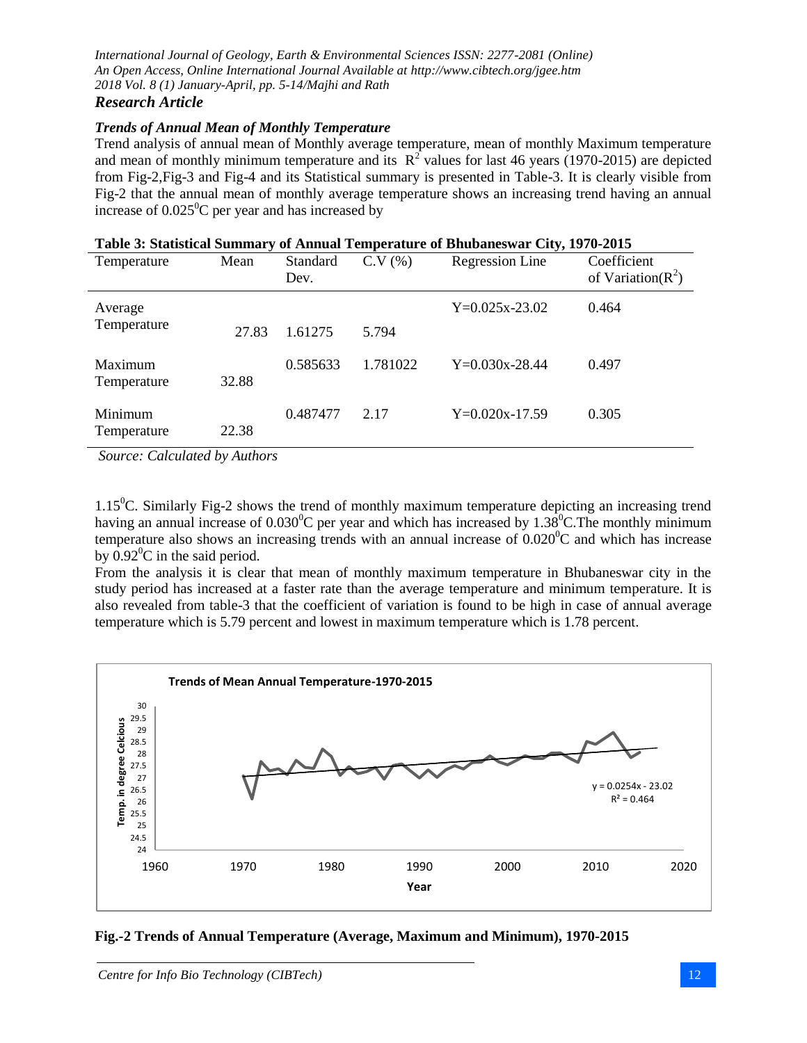### *Trends of Annual Mean of Monthly Temperature*

Trend analysis of annual mean of Monthly average temperature, mean of monthly Maximum temperature and mean of monthly minimum temperature and its $R^2$ values for last 46 years (1970-2015) are depicted from Fig-2,Fig-3 and Fig-4 and its Statistical summary is presented in Table-3. It is clearly visible from Fig-2 that the annual mean of monthly average temperature shows an increasing trend having an annual increase of $0.025^0$C per year and has increased by

**Table 3: Statistical Summary of Annual Temperature of Bhubaneswar City, 1970-2015**

| Temperature | Mean | Standard Dev. | C.V (%) | Regression Line | Coefficient of Variation($R^2$) |
|---|---|---|---|---|---|
| Average Temperature | 27.83 | 1.61275 | 5.794 | Y=0.025x-23.02 | 0.464 |
| Maximum Temperature | 32.88 | 0.585633 | 1.781022 | Y=0.030x-28.44 | 0.497 |
| Minimum Temperature | 22.38 | 0.487477 | 2.17 | Y=0.020x-17.59 | 0.305 |

*Source: Calculated by Authors*

$1.15^0$C. Similarly Fig-2 shows the trend of monthly maximum temperature depicting an increasing trend having an annual increase of $0.030^0$C per year and which has increased by $1.38^0$C.The monthly minimum temperature also shows an increasing trends with an annual increase of $0.020^0$C and which has increase by $0.92^0$C in the said period.

From the analysis it is clear that mean of monthly maximum temperature in Bhubaneswar city in the study period has increased at a faster rate than the average temperature and minimum temperature. It is also revealed from table-3 that the coefficient of variation is found to be high in case of annual average temperature which is 5.79 percent and lowest in maximum temperature which is 1.78 percent.

**Fig.-2 Trends of Annual Temperature (Average, Maximum and Minimum), 1970-2015**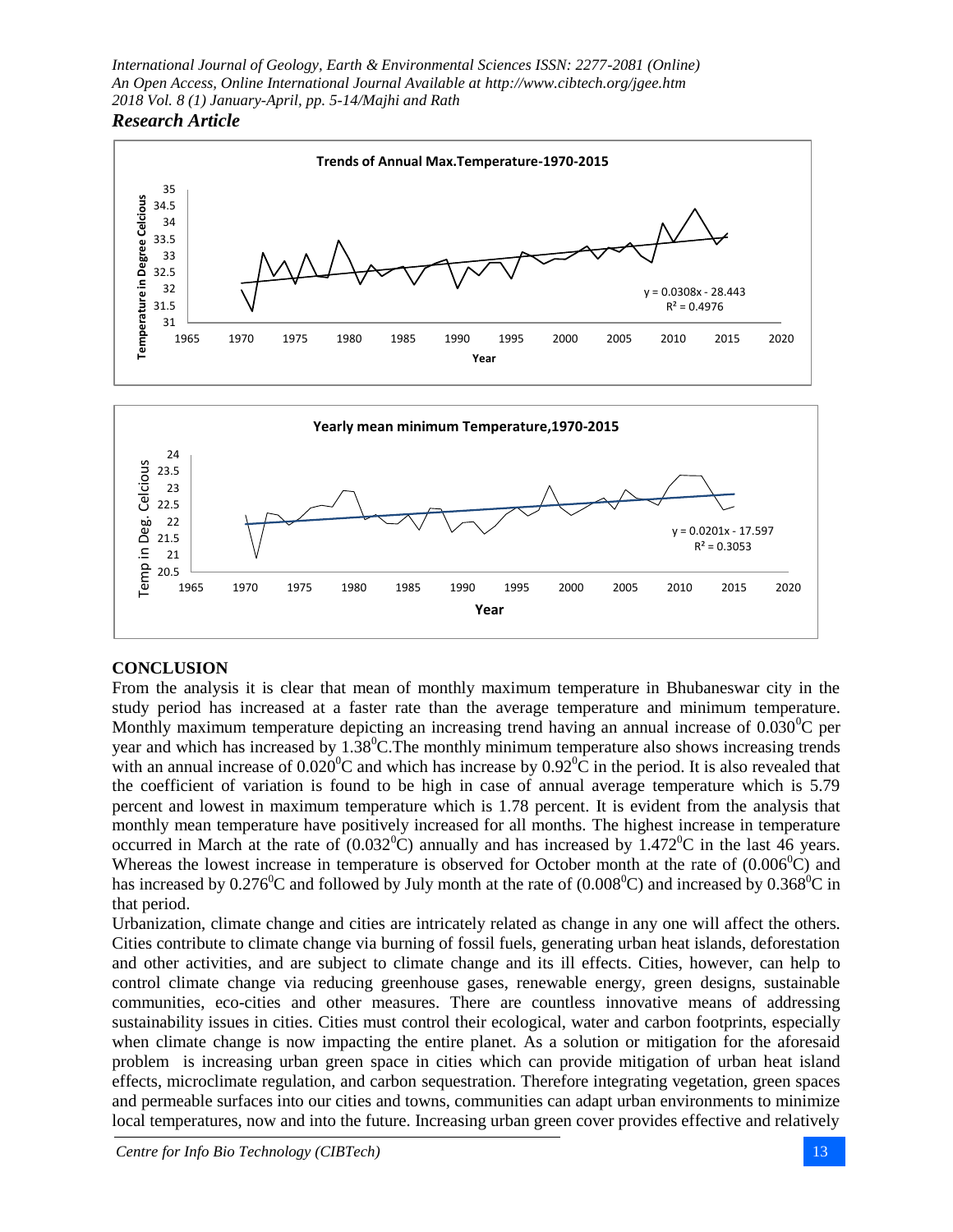**Trends of Annual Max.Temperature-1970-2015**

$y = 0.0308x - 28.443$
$R^2 = 0.4976$

**Yearly mean minimum Temperature,1970-2015**

$y = 0.0201x - 17.597$
$R^2 = 0.3053$

## CONCLUSION

From the analysis it is clear that mean of monthly maximum temperature in Bhubaneswar city in the study period has increased at a faster rate than the average temperature and minimum temperature. Monthly maximum temperature depicting an increasing trend having an annual increase of $0.030^0$C per year and which has increased by $1.38^0$C.The monthly minimum temperature also shows increasing trends with an annual increase of $0.020^0$C and which has increase by $0.92^0$C in the period. It is also revealed that the coefficient of variation is found to be high in case of annual average temperature which is 5.79 percent and lowest in maximum temperature which is 1.78 percent. It is evident from the analysis that monthly mean temperature have positively increased for all months. The highest increase in temperature occurred in March at the rate of ($0.032^0$C) annually and has increased by $1.472^0$C in the last 46 years. Whereas the lowest increase in temperature is observed for October month at the rate of ($0.006^0$C) and has increased by $0.276^0$C and followed by July month at the rate of ($0.008^0$C) and increased by $0.368^0$C in that period.

Urbanization, climate change and cities are intricately related as change in any one will affect the others. Cities contribute to climate change via burning of fossil fuels, generating urban heat islands, deforestation and other activities, and are subject to climate change and its ill effects. Cities, however, can help to control climate change via reducing greenhouse gases, renewable energy, green designs, sustainable communities, eco-cities and other measures. There are countless innovative means of addressing sustainability issues in cities. Cities must control their ecological, water and carbon footprints, especially when climate change is now impacting the entire planet. As a solution or mitigation for the aforesaid problem is increasing urban green space in cities which can provide mitigation of urban heat island effects, microclimate regulation, and carbon sequestration. Therefore integrating vegetation, green spaces and permeable surfaces into our cities and towns, communities can adapt urban environments to minimize local temperatures, now and into the future. Increasing urban green cover provides effective and relatively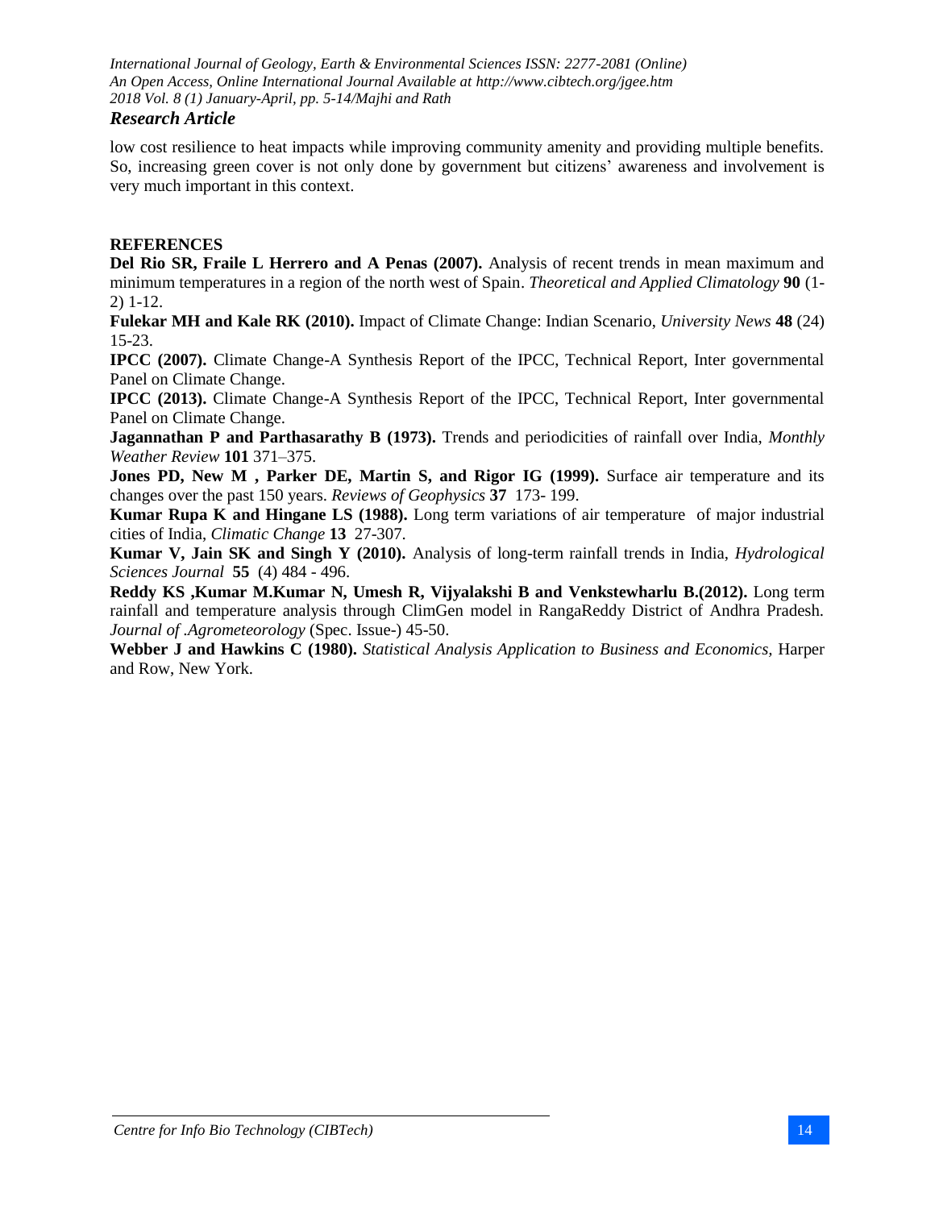low cost resilience to heat impacts while improving community amenity and providing multiple benefits. So, increasing green cover is not only done by government but citizens' awareness and involvement is very much important in this context.

## REFERENCES

**Del Rio SR, Fraile L Herrero and A Penas (2007).** Analysis of recent trends in mean maximum and minimum temperatures in a region of the north west of Spain. *Theoretical and Applied Climatology* **90** (1-2) 1-12.

**Fulekar MH and Kale RK (2010).** Impact of Climate Change: Indian Scenario, *University News* **48** (24) 15-23.

**IPCC (2007).** Climate Change-A Synthesis Report of the IPCC, Technical Report, Inter governmental Panel on Climate Change.

**IPCC (2013).** Climate Change-A Synthesis Report of the IPCC, Technical Report, Inter governmental Panel on Climate Change.

**Jagannathan P and Parthasarathy B (1973).** Trends and periodicities of rainfall over India, *Monthly Weather Review* **101** 371–375.

**Jones PD, New M , Parker DE, Martin S, and Rigor IG (1999).** Surface air temperature and its changes over the past 150 years. *Reviews of Geophysics* **37** 173- 199.

**Kumar Rupa K and Hingane LS (1988).** Long term variations of air temperature of major industrial cities of India, *Climatic Change* **13** 27-307.

**Kumar V, Jain SK and Singh Y (2010).** Analysis of long-term rainfall trends in India, *Hydrological Sciences Journal* **55** (4) 484 - 496.

**Reddy KS ,Kumar M.Kumar N, Umesh R, Vijyalakshi B and Venkstewharlu B.(2012).** Long term rainfall and temperature analysis through ClimGen model in RangaReddy District of Andhra Pradesh. *Journal of .Agrometeorology* (Spec. Issue-) 45-50.

**Webber J and Hawkins C (1980).** *Statistical Analysis Application to Business and Economics,* Harper and Row, New York.